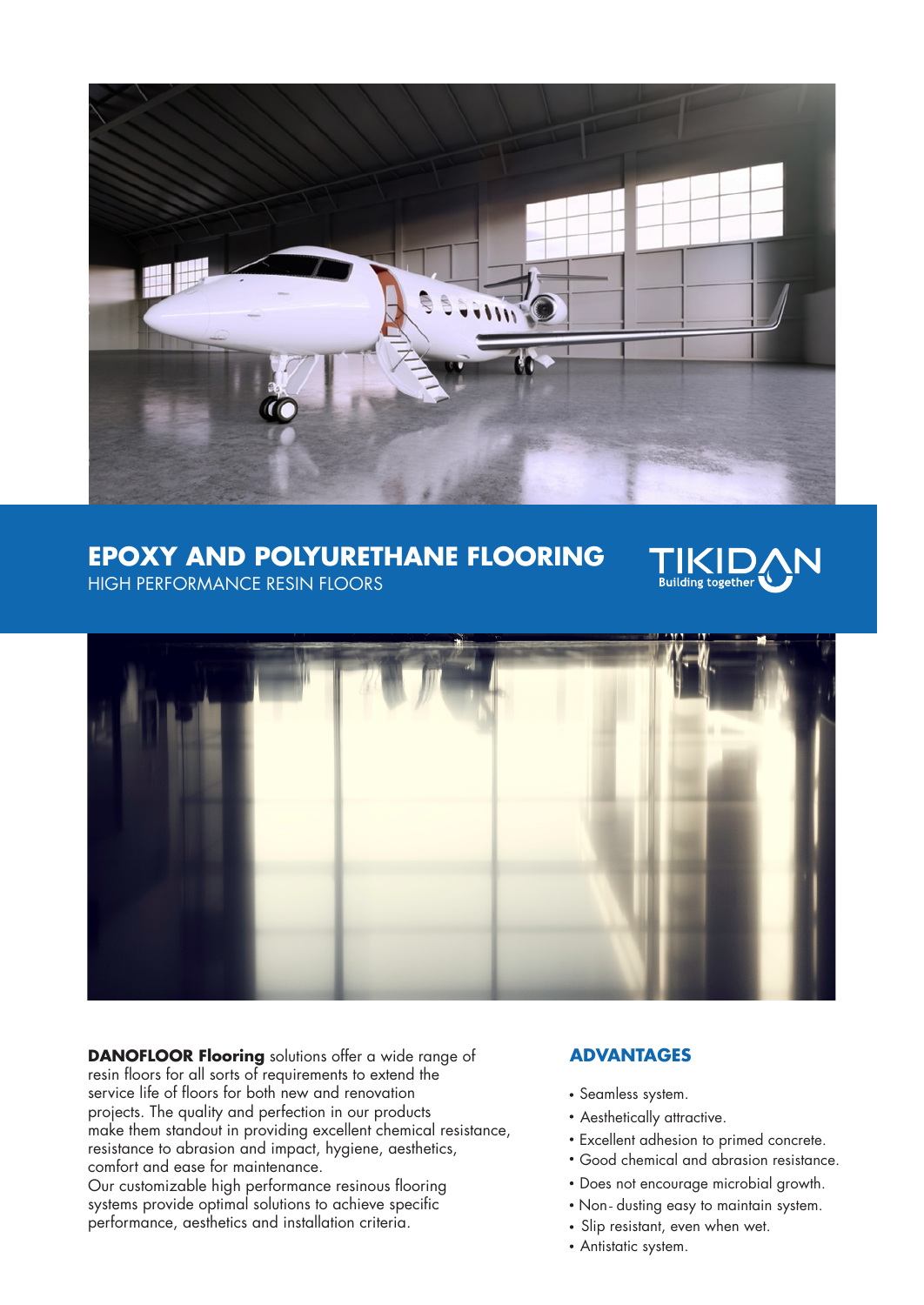# EPOXY AND POLYURETHANE FLOORING

HIGH PERFORMANCE RESIN FLOORS

TIKIDAN
Building together

**DANOFLOOR Flooring** solutions offer a wide range of resin floors for all sorts of requirements to extend the service life of floors for both new and renovation projects. The quality and perfection in our products make them standout in providing excellent chemical resistance, resistance to abrasion and impact, hygiene, aesthetics, comfort and ease for maintenance.
Our customizable high performance resinous flooring systems provide optimal solutions to achieve specific performance, aesthetics and installation criteria.

## ADVANTAGES

- Seamless system.
- Aesthetically attractive.
- Excellent adhesion to primed concrete.
- Good chemical and abrasion resistance.
- Does not encourage microbial growth.
- Non- dusting easy to maintain system.
- Slip resistant, even when wet.
- Antistatic system.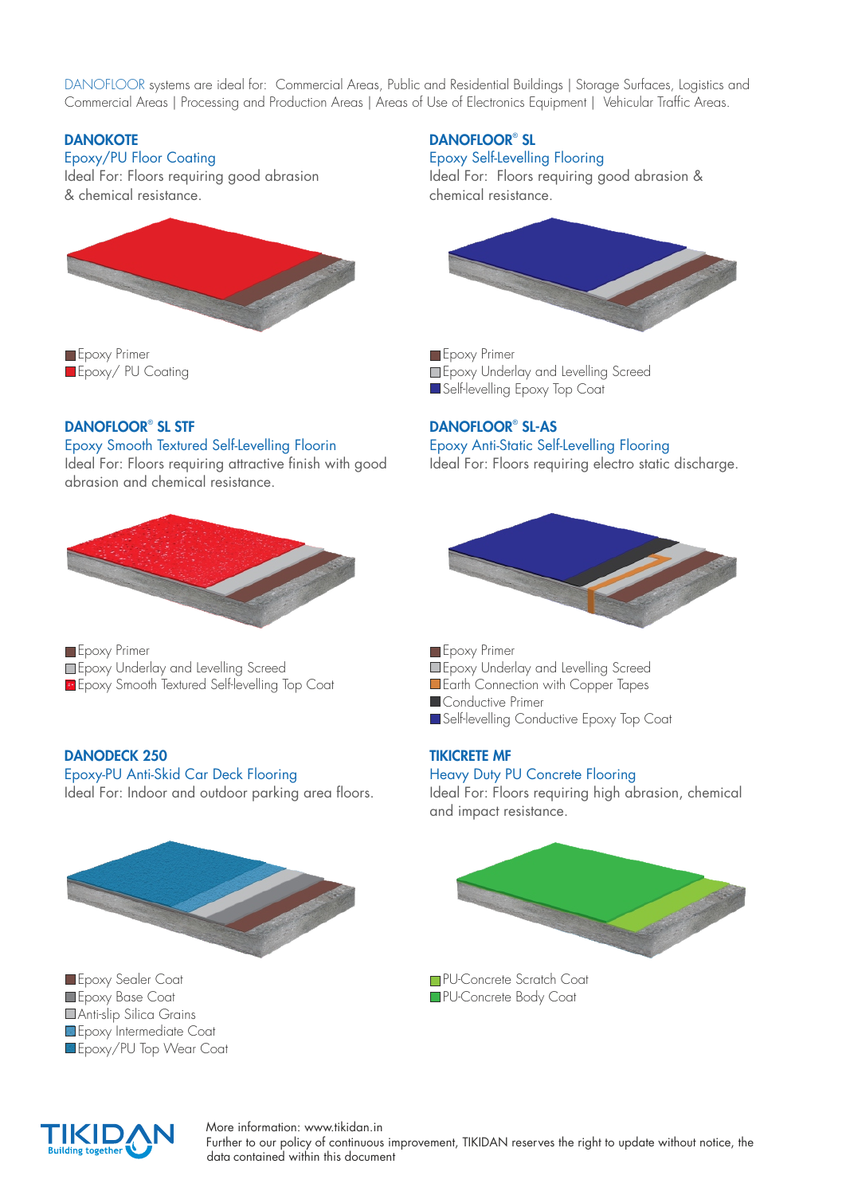DANOFLOOR systems are ideal for: Commercial Areas, Public and Residential Buildings | Storage Surfaces, Logistics and Commercial Areas | Processing and Production Areas | Areas of Use of Electronics Equipment | Vehicular Traffic Areas.

## DANOKOTE

Epoxy/PU Floor Coating

Ideal For: Floors requiring good abrasion & chemical resistance.

- Epoxy Primer
- Epoxy/ PU Coating

## DANOFLOOR® SL

Epoxy Self-Levelling Flooring

Ideal For: Floors requiring good abrasion & chemical resistance.

- Epoxy Primer
- Epoxy Underlay and Levelling Screed
- Self-levelling Epoxy Top Coat

## DANOFLOOR® SL STF

Epoxy Smooth Textured Self-Levelling Floorin

Ideal For: Floors requiring attractive finish with good abrasion and chemical resistance.

- Epoxy Primer
- Epoxy Underlay and Levelling Screed
- Epoxy Smooth Textured Self-levelling Top Coat

## DANOFLOOR® SL-AS

Epoxy Anti-Static Self-Levelling Flooring

Ideal For: Floors requiring electro static discharge.

- Epoxy Primer
- Epoxy Underlay and Levelling Screed
- Earth Connection with Copper Tapes
- Conductive Primer
- Self-levelling Conductive Epoxy Top Coat

## DANODECK 250

Epoxy-PU Anti-Skid Car Deck Flooring

Ideal For: Indoor and outdoor parking area floors.

- Epoxy Sealer Coat
- Epoxy Base Coat
- Anti-slip Silica Grains
- Epoxy Intermediate Coat
- Epoxy/PU Top Wear Coat

## TIKICRETE MF

Heavy Duty PU Concrete Flooring

Ideal For: Floors requiring high abrasion, chemical and impact resistance.

- PU-Concrete Scratch Coat
- PU-Concrete Body Coat

TIKIDAN Building together

More information: www.tikidan.in

Further to our policy of continuous improvement, TIKIDAN reserves the right to update without notice, the data contained within this document